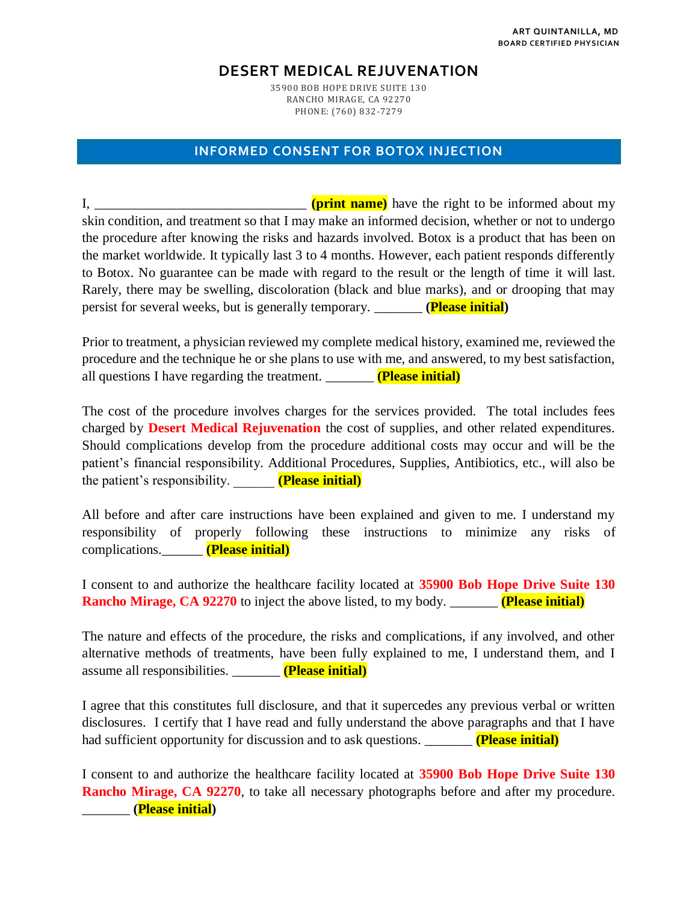**ART QUINTANILLA, MD**
**BOARD CERTIFIED PHYSICIAN**

# DESERT MEDICAL REJUVENATION

35900 BOB HOPE DRIVE SUITE 130
RANCHO MIRAGE, CA 92270
PHONE: (760) 832-7279

## INFORMED CONSENT FOR BOTOX INJECTION

I, ______________________________ **(print name)** have the right to be informed about my skin condition, and treatment so that I may make an informed decision, whether or not to undergo the procedure after knowing the risks and hazards involved. Botox is a product that has been on the market worldwide. It typically last 3 to 4 months. However, each patient responds differently to Botox. No guarantee can be made with regard to the result or the length of time it will last. Rarely, there may be swelling, discoloration (black and blue marks), and or drooping that may persist for several weeks, but is generally temporary. _______ **(Please initial)**

Prior to treatment, a physician reviewed my complete medical history, examined me, reviewed the procedure and the technique he or she plans to use with me, and answered, to my best satisfaction, all questions I have regarding the treatment. _______ **(Please initial)**

The cost of the procedure involves charges for the services provided. The total includes fees charged by **Desert Medical Rejuvenation** the cost of supplies, and other related expenditures. Should complications develop from the procedure additional costs may occur and will be the patient's financial responsibility. Additional Procedures, Supplies, Antibiotics, etc., will also be the patient's responsibility. ______ **(Please initial)**

All before and after care instructions have been explained and given to me. I understand my responsibility of properly following these instructions to minimize any risks of complications.______ **(Please initial)**

I consent to and authorize the healthcare facility located at **35900 Bob Hope Drive Suite 130 Rancho Mirage, CA 92270** to inject the above listed, to my body. _______ **(Please initial)**

The nature and effects of the procedure, the risks and complications, if any involved, and other alternative methods of treatments, have been fully explained to me, I understand them, and I assume all responsibilities. _______ **(Please initial)**

I agree that this constitutes full disclosure, and that it supercedes any previous verbal or written disclosures. I certify that I have read and fully understand the above paragraphs and that I have had sufficient opportunity for discussion and to ask questions. _______ **(Please initial)**

I consent to and authorize the healthcare facility located at **35900 Bob Hope Drive Suite 130 Rancho Mirage, CA 92270**, to take all necessary photographs before and after my procedure. _______ **(Please initial)**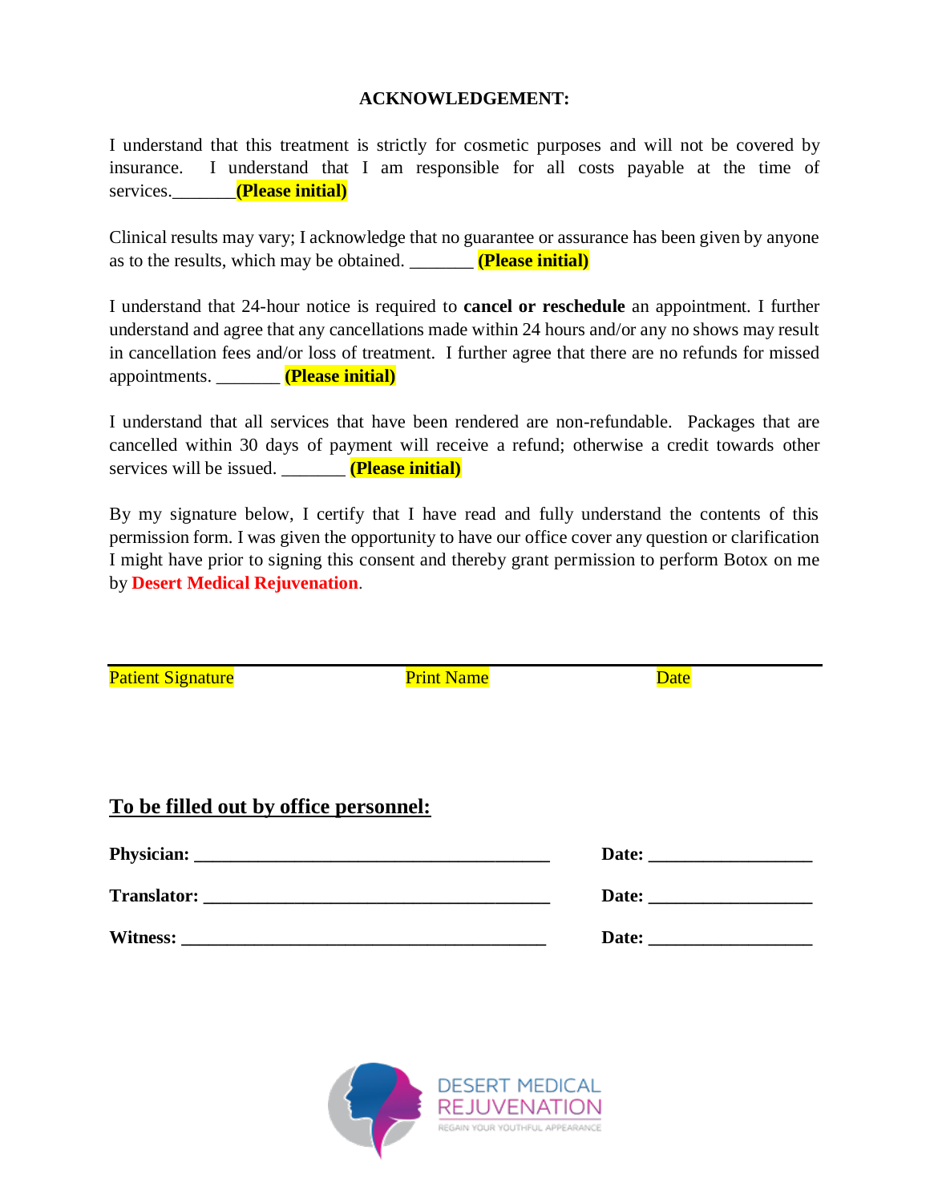**ACKNOWLEDGEMENT:**

I understand that this treatment is strictly for cosmetic purposes and will not be covered by insurance. I understand that I am responsible for all costs payable at the time of services._______ **(Please initial)**

Clinical results may vary; I acknowledge that no guarantee or assurance has been given by anyone as to the results, which may be obtained. _______ **(Please initial)**

I understand that 24-hour notice is required to **cancel or reschedule** an appointment. I further understand and agree that any cancellations made within 24 hours and/or any no shows may result in cancellation fees and/or loss of treatment. I further agree that there are no refunds for missed appointments. _______ **(Please initial)**

I understand that all services that have been rendered are non-refundable. Packages that are cancelled within 30 days of payment will receive a refund; otherwise a credit towards other services will be issued. _______ **(Please initial)**

By my signature below, I certify that I have read and fully understand the contents of this permission form. I was given the opportunity to have our office cover any question or clarification I might have prior to signing this consent and thereby grant permission to perform Botox on me by **Desert Medical Rejuvenation**.

| Patient Signature | Print Name | Date |
|---|---|---|

## To be filled out by office personnel:

**Physician:** ________________________________________ **Date:** __________________

**Translator:** _______________________________________ **Date:** __________________

**Witness:** _________________________________________ **Date:** __________________

DESERT MEDICAL REJUVENATION

REGAIN YOUR YOUTHFUL APPEARANCE